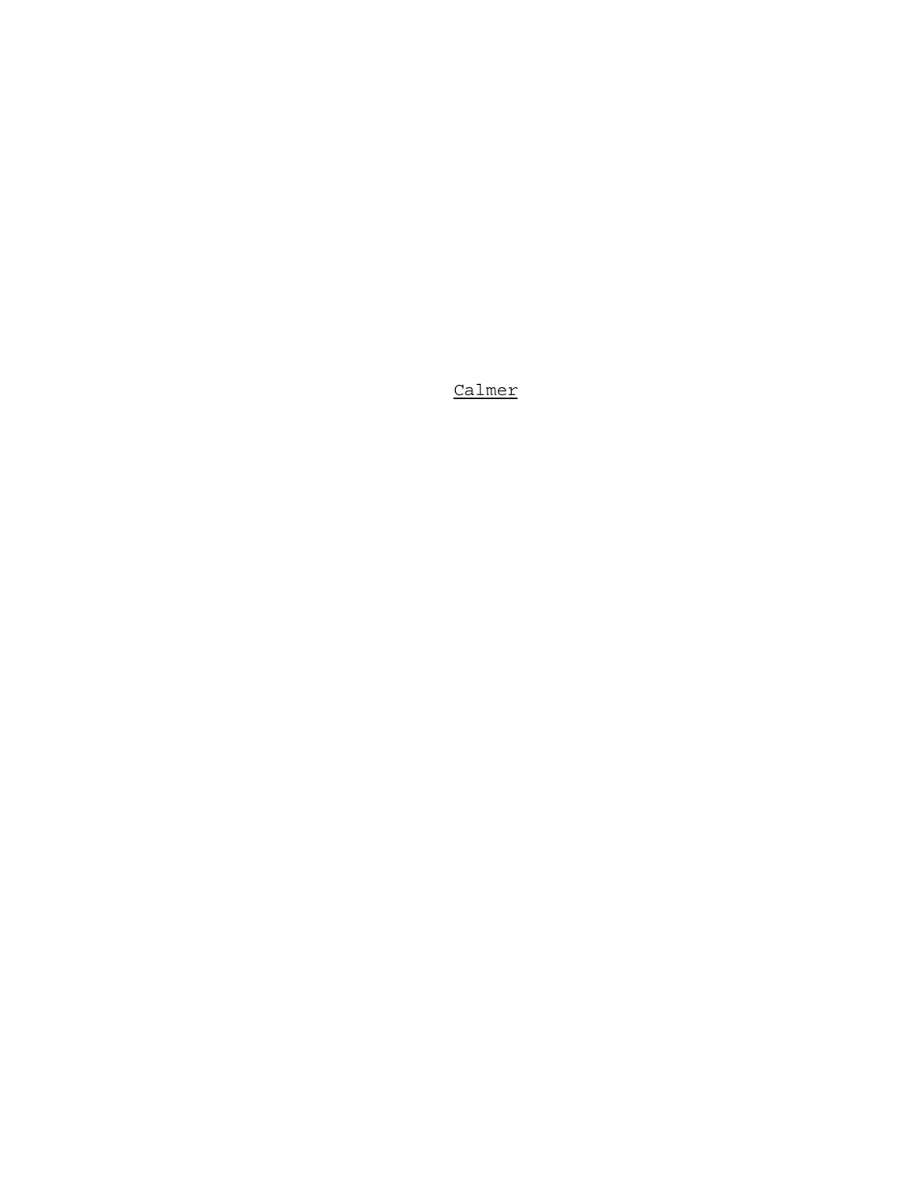<u>Calmer</u>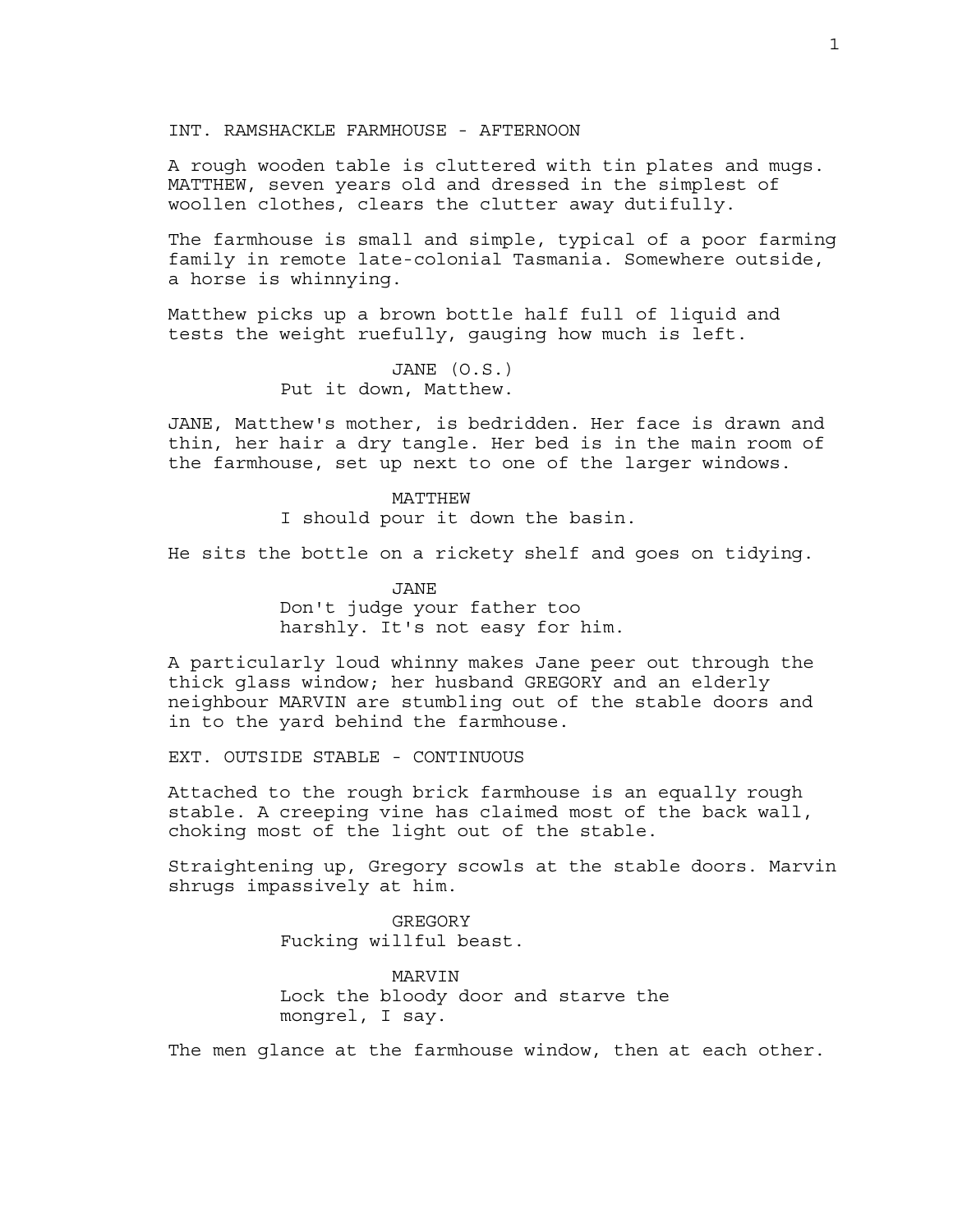INT. RAMSHACKLE FARMHOUSE - AFTERNOON

A rough wooden table is cluttered with tin plates and mugs. MATTHEW, seven years old and dressed in the simplest of woollen clothes, clears the clutter away dutifully.

The farmhouse is small and simple, typical of a poor farming family in remote late-colonial Tasmania. Somewhere outside, a horse is whinnying.

Matthew picks up a brown bottle half full of liquid and tests the weight ruefully, gauging how much is left.

JANE (O.S.)
Put it down, Matthew.

JANE, Matthew's mother, is bedridden. Her face is drawn and thin, her hair a dry tangle. Her bed is in the main room of the farmhouse, set up next to one of the larger windows.

MATTHEW
I should pour it down the basin.

He sits the bottle on a rickety shelf and goes on tidying.

JANE
Don't judge your father too harshly. It's not easy for him.

A particularly loud whinny makes Jane peer out through the thick glass window; her husband GREGORY and an elderly neighbour MARVIN are stumbling out of the stable doors and in to the yard behind the farmhouse.

EXT. OUTSIDE STABLE - CONTINUOUS

Attached to the rough brick farmhouse is an equally rough stable. A creeping vine has claimed most of the back wall, choking most of the light out of the stable.

Straightening up, Gregory scowls at the stable doors. Marvin shrugs impassively at him.

GREGORY
Fucking willful beast.

MARVIN
Lock the bloody door and starve the mongrel, I say.

The men glance at the farmhouse window, then at each other.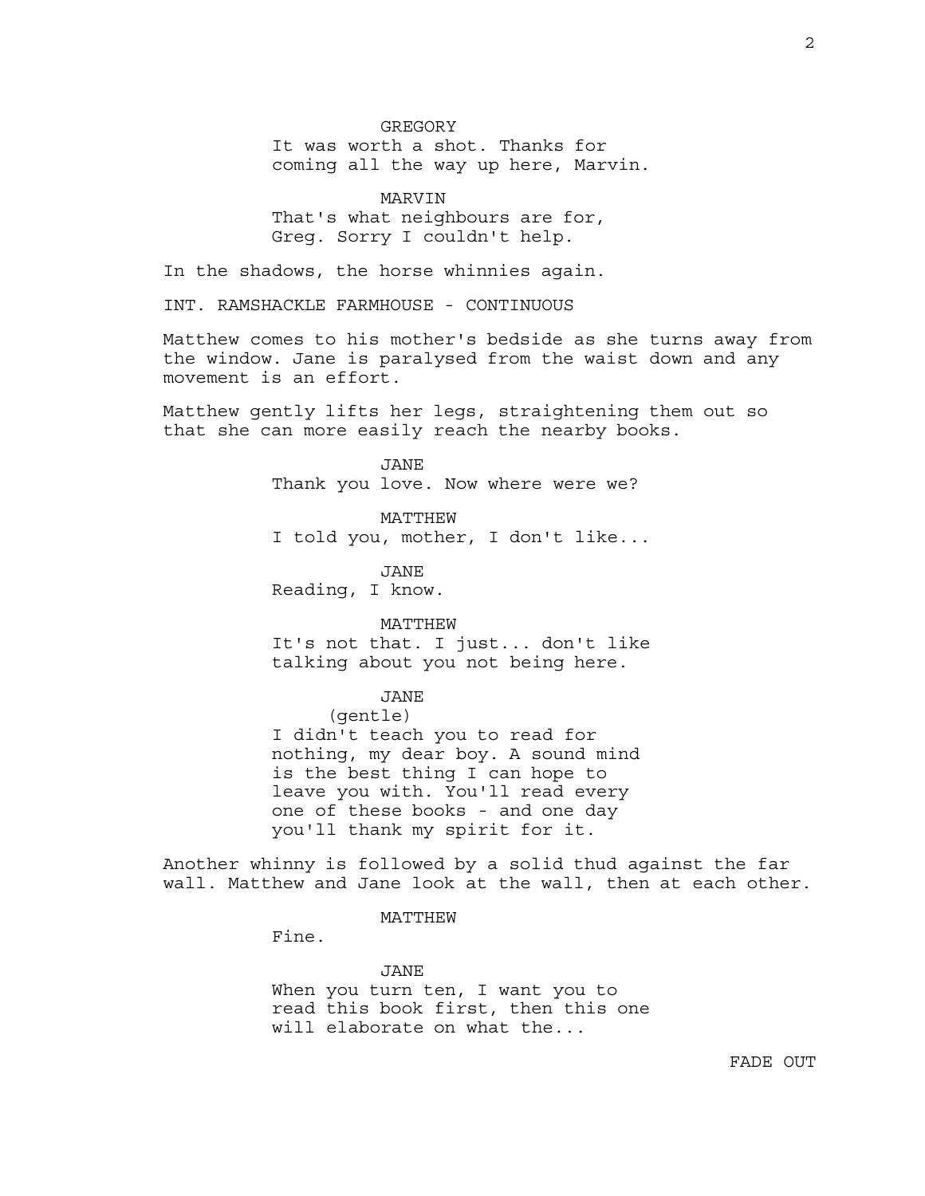GREGORY
It was worth a shot. Thanks for coming all the way up here, Marvin.

MARVIN
That's what neighbours are for, Greg. Sorry I couldn't help.

In the shadows, the horse whinnies again.

INT. RAMSHACKLE FARMHOUSE - CONTINUOUS

Matthew comes to his mother's bedside as she turns away from the window. Jane is paralysed from the waist down and any movement is an effort.

Matthew gently lifts her legs, straightening them out so that she can more easily reach the nearby books.

JANE
Thank you love. Now where were we?

MATTHEW
I told you, mother, I don't like...

JANE
Reading, I know.

MATTHEW
It's not that. I just... don't like talking about you not being here.

JANE
(gentle)
I didn't teach you to read for nothing, my dear boy. A sound mind is the best thing I can hope to leave you with. You'll read every one of these books - and one day you'll thank my spirit for it.

Another whinny is followed by a solid thud against the far wall. Matthew and Jane look at the wall, then at each other.

MATTHEW
Fine.

JANE
When you turn ten, I want you to read this book first, then this one will elaborate on what the...

FADE OUT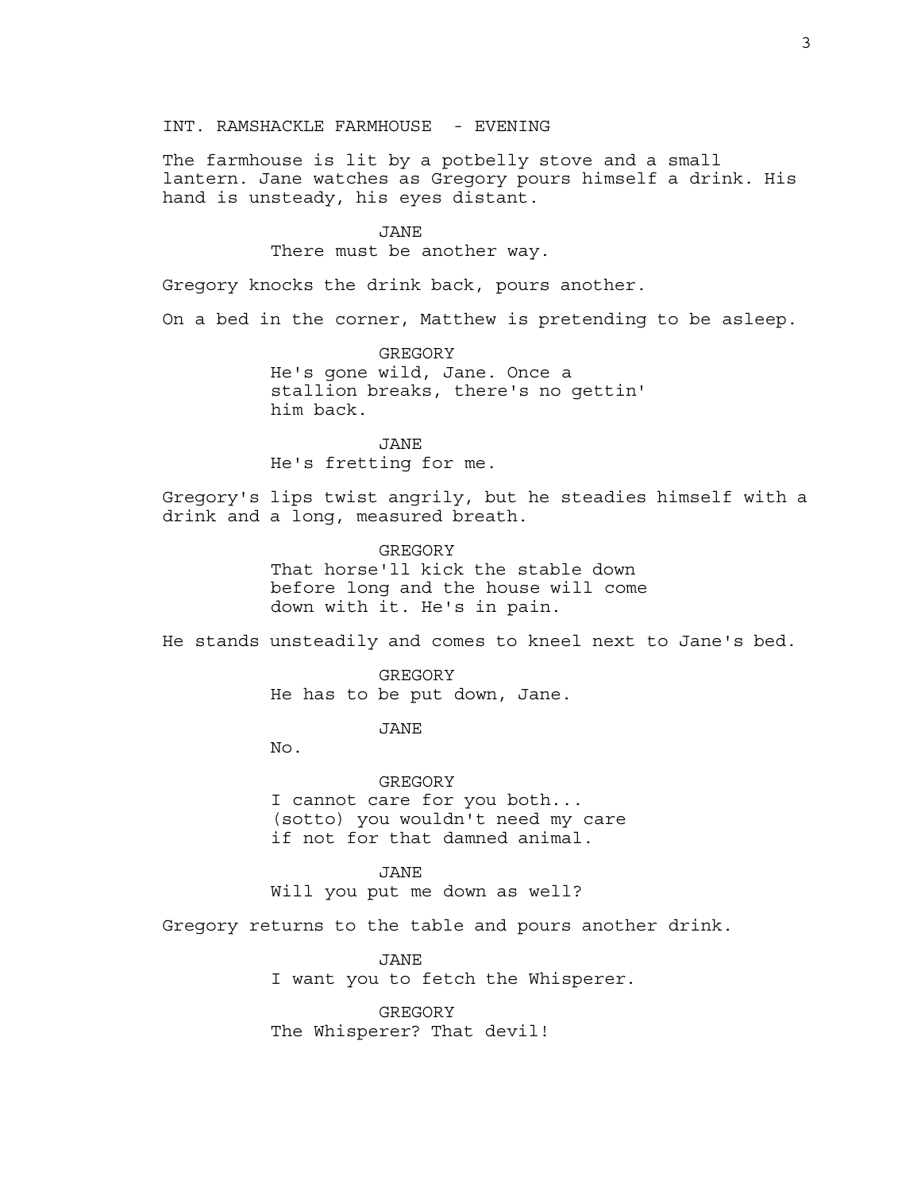INT. RAMSHACKLE FARMHOUSE - EVENING

The farmhouse is lit by a potbelly stove and a small lantern. Jane watches as Gregory pours himself a drink. His hand is unsteady, his eyes distant.

JANE

There must be another way.

Gregory knocks the drink back, pours another.

On a bed in the corner, Matthew is pretending to be asleep.

GREGORY

He's gone wild, Jane. Once a stallion breaks, there's no gettin' him back.

JANE

He's fretting for me.

Gregory's lips twist angrily, but he steadies himself with a drink and a long, measured breath.

GREGORY

That horse'll kick the stable down before long and the house will come down with it. He's in pain.

He stands unsteadily and comes to kneel next to Jane's bed.

GREGORY

He has to be put down, Jane.

JANE

No.

GREGORY

I cannot care for you both... (sotto) you wouldn't need my care if not for that damned animal.

JANE

Will you put me down as well?

Gregory returns to the table and pours another drink.

JANE

I want you to fetch the Whisperer.

GREGORY

The Whisperer? That devil!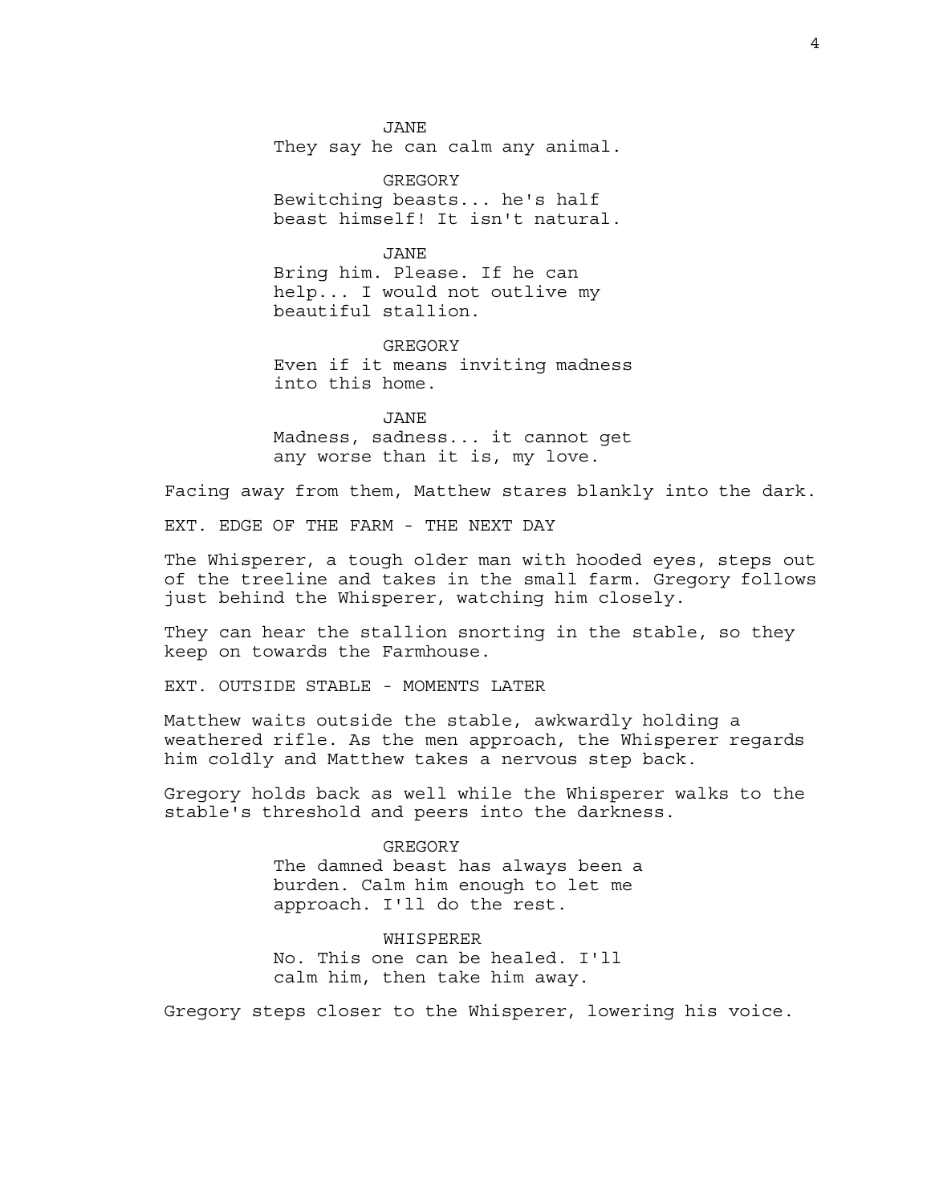JANE
They say he can calm any animal.

GREGORY
Bewitching beasts... he's half beast himself! It isn't natural.

JANE
Bring him. Please. If he can help... I would not outlive my beautiful stallion.

GREGORY
Even if it means inviting madness into this home.

JANE
Madness, sadness... it cannot get any worse than it is, my love.

Facing away from them, Matthew stares blankly into the dark.

EXT. EDGE OF THE FARM - THE NEXT DAY

The Whisperer, a tough older man with hooded eyes, steps out of the treeline and takes in the small farm. Gregory follows just behind the Whisperer, watching him closely.

They can hear the stallion snorting in the stable, so they keep on towards the Farmhouse.

EXT. OUTSIDE STABLE - MOMENTS LATER

Matthew waits outside the stable, awkwardly holding a weathered rifle. As the men approach, the Whisperer regards him coldly and Matthew takes a nervous step back.

Gregory holds back as well while the Whisperer walks to the stable's threshold and peers into the darkness.

GREGORY
The damned beast has always been a burden. Calm him enough to let me approach. I'll do the rest.

WHISPERER
No. This one can be healed. I'll calm him, then take him away.

Gregory steps closer to the Whisperer, lowering his voice.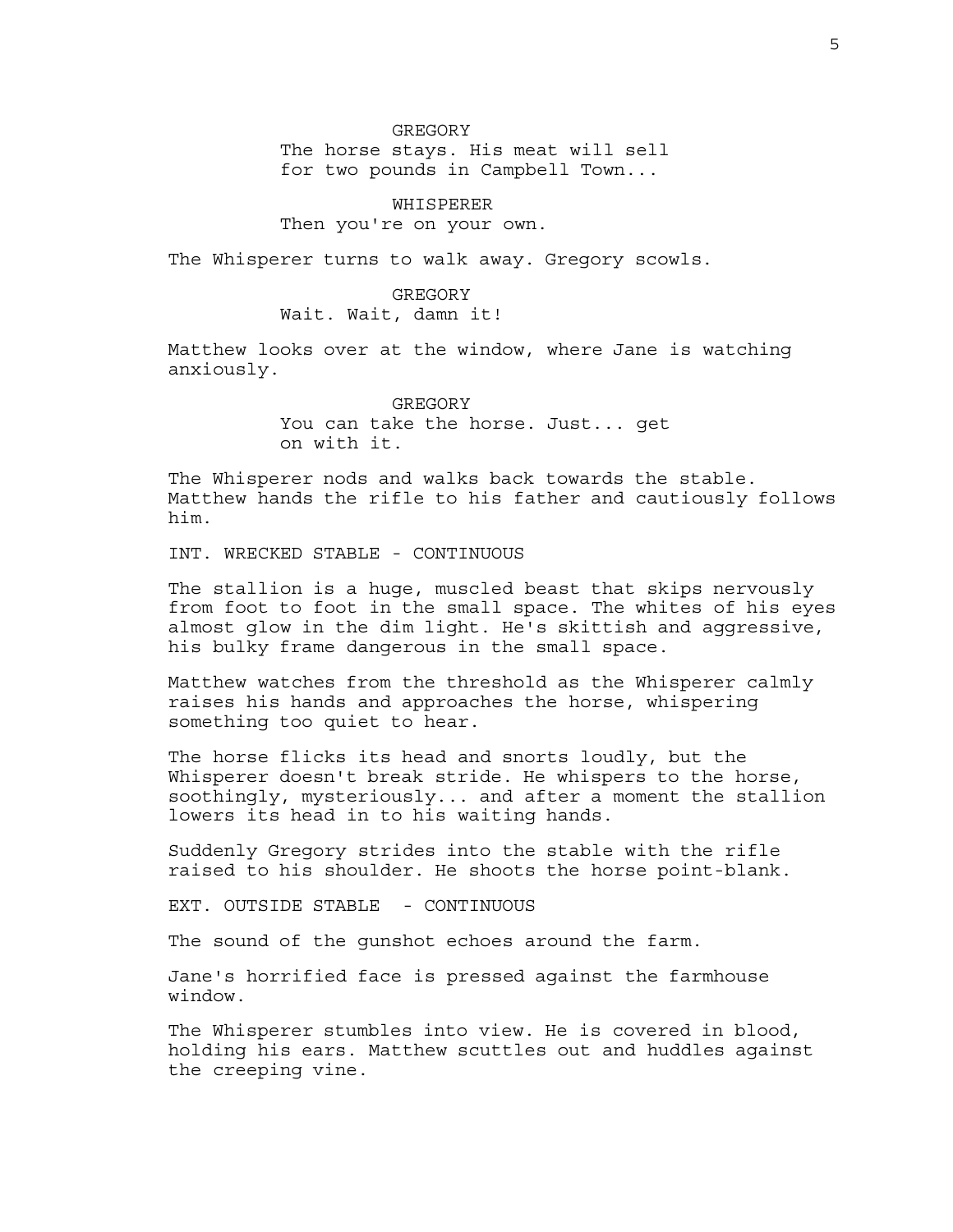GREGORY

The horse stays. His meat will sell for two pounds in Campbell Town...

WHISPERER

Then you're on your own.

The Whisperer turns to walk away. Gregory scowls.

GREGORY

Wait. Wait, damn it!

Matthew looks over at the window, where Jane is watching anxiously.

GREGORY

You can take the horse. Just... get on with it.

The Whisperer nods and walks back towards the stable. Matthew hands the rifle to his father and cautiously follows him.

INT. WRECKED STABLE - CONTINUOUS

The stallion is a huge, muscled beast that skips nervously from foot to foot in the small space. The whites of his eyes almost glow in the dim light. He's skittish and aggressive, his bulky frame dangerous in the small space.

Matthew watches from the threshold as the Whisperer calmly raises his hands and approaches the horse, whispering something too quiet to hear.

The horse flicks its head and snorts loudly, but the Whisperer doesn't break stride. He whispers to the horse, soothingly, mysteriously... and after a moment the stallion lowers its head in to his waiting hands.

Suddenly Gregory strides into the stable with the rifle raised to his shoulder. He shoots the horse point-blank.

EXT. OUTSIDE STABLE - CONTINUOUS

The sound of the gunshot echoes around the farm.

Jane's horrified face is pressed against the farmhouse window.

The Whisperer stumbles into view. He is covered in blood, holding his ears. Matthew scuttles out and huddles against the creeping vine.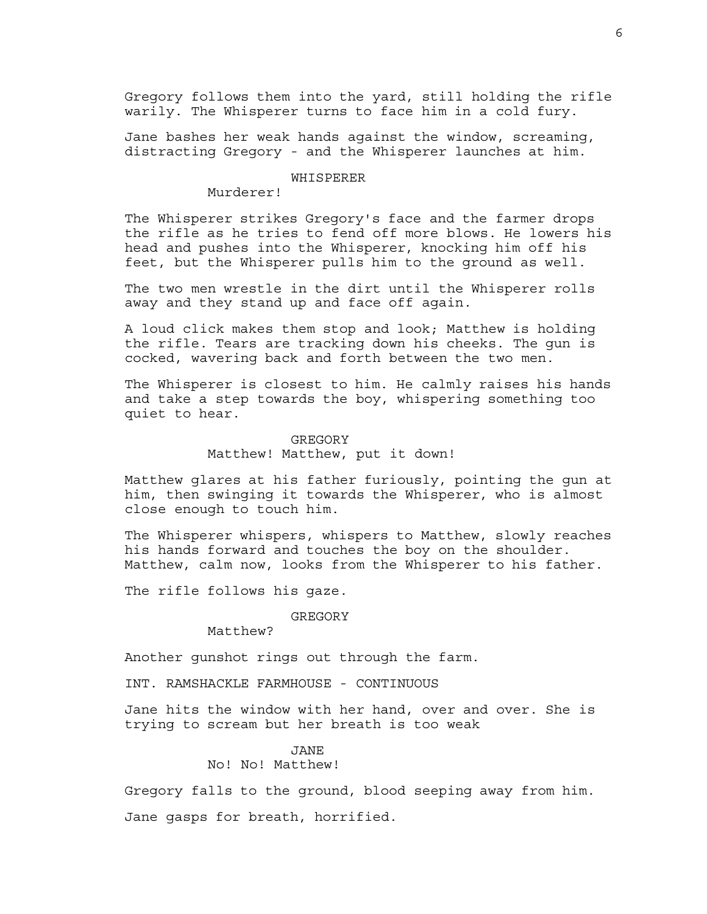Gregory follows them into the yard, still holding the rifle warily. The Whisperer turns to face him in a cold fury.

Jane bashes her weak hands against the window, screaming, distracting Gregory - and the Whisperer launches at him.

WHISPERER

Murderer!

The Whisperer strikes Gregory's face and the farmer drops the rifle as he tries to fend off more blows. He lowers his head and pushes into the Whisperer, knocking him off his feet, but the Whisperer pulls him to the ground as well.

The two men wrestle in the dirt until the Whisperer rolls away and they stand up and face off again.

A loud click makes them stop and look; Matthew is holding the rifle. Tears are tracking down his cheeks. The gun is cocked, wavering back and forth between the two men.

The Whisperer is closest to him. He calmly raises his hands and take a step towards the boy, whispering something too quiet to hear.

GREGORY

Matthew! Matthew, put it down!

Matthew glares at his father furiously, pointing the gun at him, then swinging it towards the Whisperer, who is almost close enough to touch him.

The Whisperer whispers, whispers to Matthew, slowly reaches his hands forward and touches the boy on the shoulder. Matthew, calm now, looks from the Whisperer to his father.

The rifle follows his gaze.

GREGORY

Matthew?

Another gunshot rings out through the farm.

INT. RAMSHACKLE FARMHOUSE - CONTINUOUS

Jane hits the window with her hand, over and over. She is trying to scream but her breath is too weak

JANE

No! No! Matthew!

Gregory falls to the ground, blood seeping away from him.

Jane gasps for breath, horrified.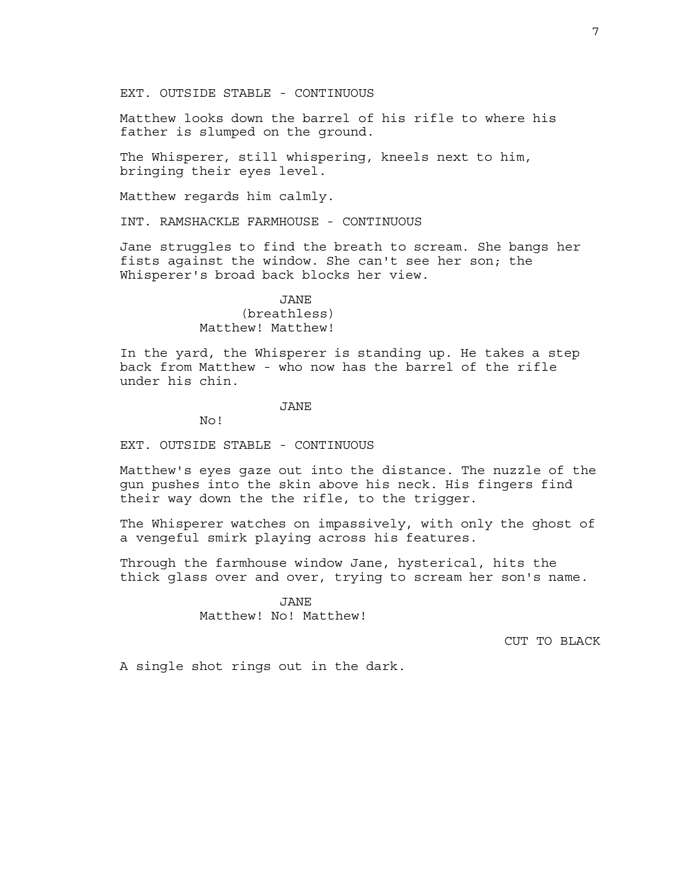EXT. OUTSIDE STABLE - CONTINUOUS

Matthew looks down the barrel of his rifle to where his father is slumped on the ground.

The Whisperer, still whispering, kneels next to him, bringing their eyes level.

Matthew regards him calmly.

INT. RAMSHACKLE FARMHOUSE - CONTINUOUS

Jane struggles to find the breath to scream. She bangs her fists against the window. She can't see her son; the Whisperer's broad back blocks her view.

JANE
(breathless)
Matthew! Matthew!

In the yard, the Whisperer is standing up. He takes a step back from Matthew - who now has the barrel of the rifle under his chin.

JANE
No!

EXT. OUTSIDE STABLE - CONTINUOUS

Matthew's eyes gaze out into the distance. The nuzzle of the gun pushes into the skin above his neck. His fingers find their way down the the rifle, to the trigger.

The Whisperer watches on impassively, with only the ghost of a vengeful smirk playing across his features.

Through the farmhouse window Jane, hysterical, hits the thick glass over and over, trying to scream her son's name.

JANE
Matthew! No! Matthew!

CUT TO BLACK

A single shot rings out in the dark.